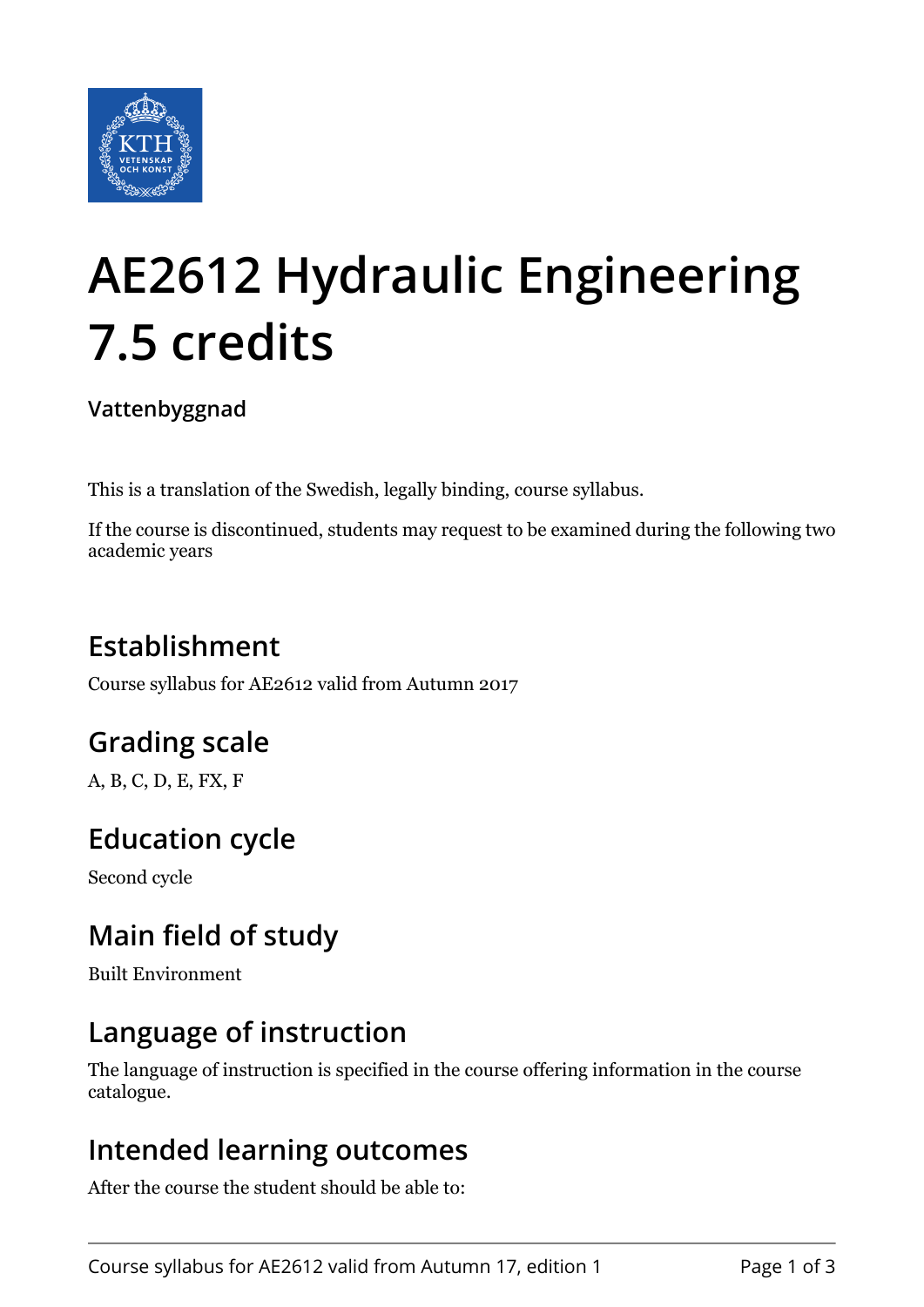# AE2612 Hydraulic Engineering 7.5 credits

**Vattenbyggnad**

This is a translation of the Swedish, legally binding, course syllabus.

If the course is discontinued, students may request to be examined during the following two academic years

## Establishment

Course syllabus for AE2612 valid from Autumn 2017

## Grading scale

A, B, C, D, E, FX, F

## Education cycle

Second cycle

## Main field of study

Built Environment

## Language of instruction

The language of instruction is specified in the course offering information in the course catalogue.

## Intended learning outcomes

After the course the student should be able to: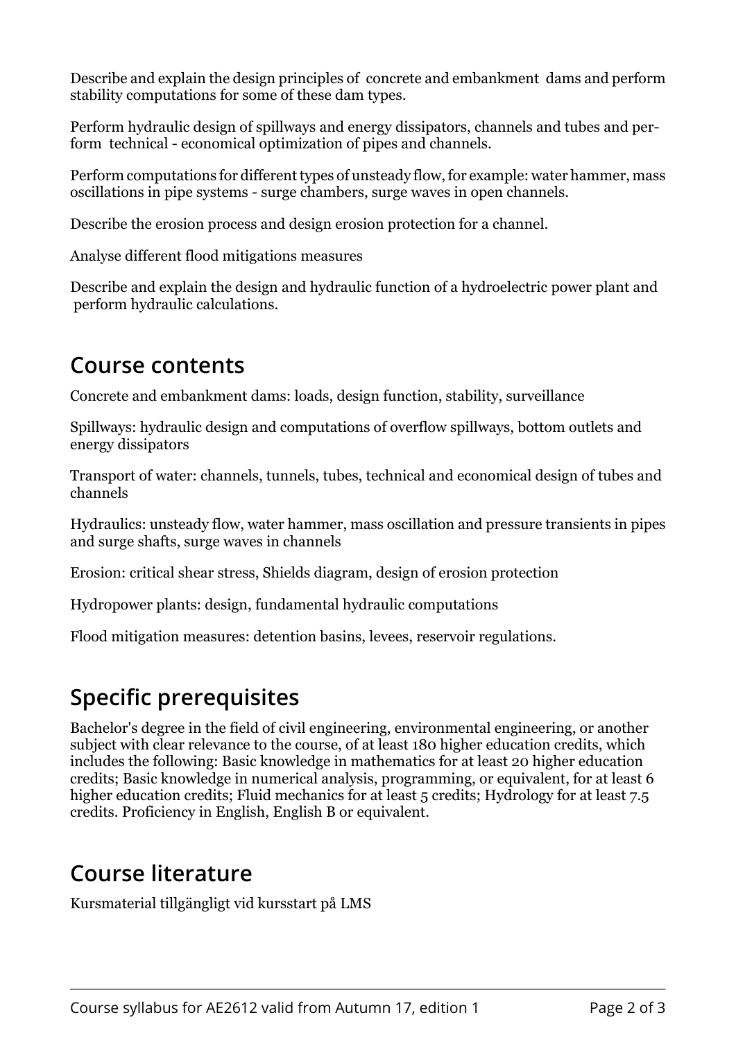Describe and explain the design principles of concrete and embankment dams and perform stability computations for some of these dam types.

Perform hydraulic design of spillways and energy dissipators, channels and tubes and perform technical - economical optimization of pipes and channels.

Perform computations for different types of unsteady flow, for example: water hammer, mass oscillations in pipe systems - surge chambers, surge waves in open channels.

Describe the erosion process and design erosion protection for a channel.

Analyse different flood mitigations measures

Describe and explain the design and hydraulic function of a hydroelectric power plant and perform hydraulic calculations.

## Course contents

Concrete and embankment dams: loads, design function, stability, surveillance

Spillways: hydraulic design and computations of overflow spillways, bottom outlets and energy dissipators

Transport of water: channels, tunnels, tubes, technical and economical design of tubes and channels

Hydraulics: unsteady flow, water hammer, mass oscillation and pressure transients in pipes and surge shafts, surge waves in channels

Erosion: critical shear stress, Shields diagram, design of erosion protection

Hydropower plants: design, fundamental hydraulic computations

Flood mitigation measures: detention basins, levees, reservoir regulations.

## Specific prerequisites

Bachelor's degree in the field of civil engineering, environmental engineering, or another subject with clear relevance to the course, of at least 180 higher education credits, which includes the following: Basic knowledge in mathematics for at least 20 higher education credits; Basic knowledge in numerical analysis, programming, or equivalent, for at least 6 higher education credits; Fluid mechanics for at least 5 credits; Hydrology for at least 7.5 credits. Proficiency in English, English B or equivalent.

## Course literature

Kursmaterial tillgängligt vid kursstart på LMS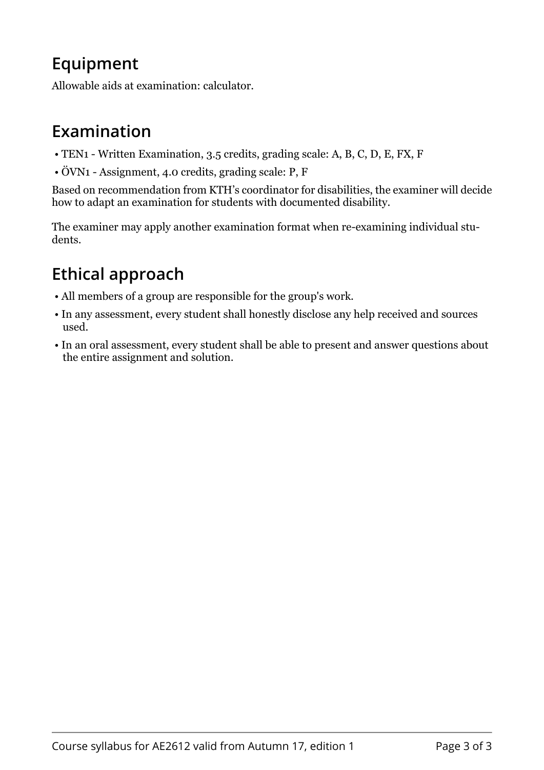## Equipment

Allowable aids at examination: calculator.

## Examination

- TEN1 - Written Examination, 3.5 credits, grading scale: A, B, C, D, E, FX, F
- ÖVN1 - Assignment, 4.0 credits, grading scale: P, F

Based on recommendation from KTH's coordinator for disabilities, the examiner will decide how to adapt an examination for students with documented disability.

The examiner may apply another examination format when re-examining individual students.

## Ethical approach

- All members of a group are responsible for the group's work.
- In any assessment, every student shall honestly disclose any help received and sources used.
- In an oral assessment, every student shall be able to present and answer questions about the entire assignment and solution.